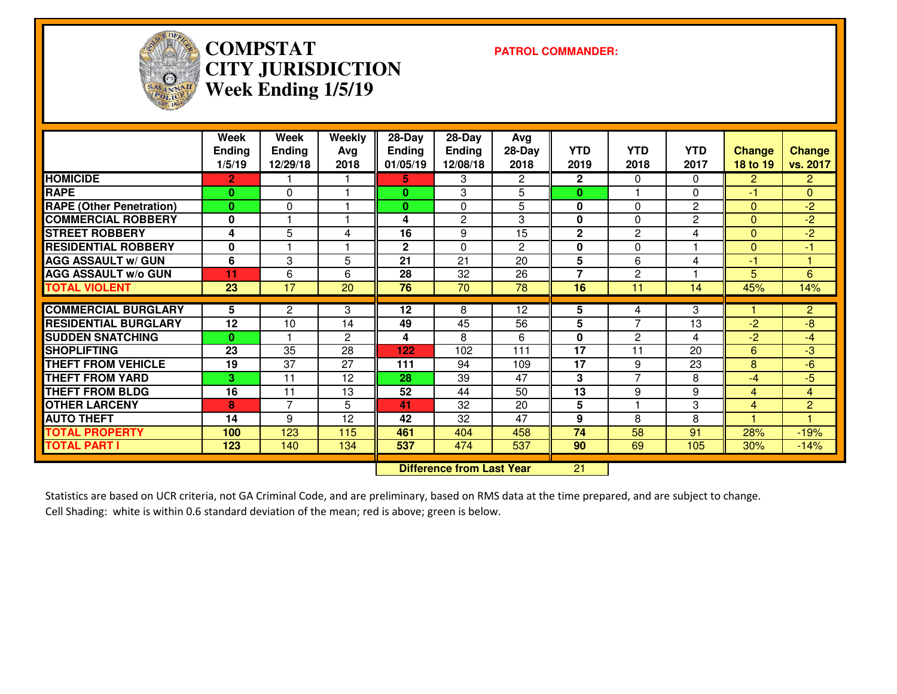# COMPSTAT
# CITY JURISDICTION
# Week Ending 1/5/19

**PATROL COMMANDER:**

| | Week Ending 1/5/19 | Week Ending 12/29/18 | Weekly Avg 2018 | 28-Day Ending 01/05/19 | 28-Day Ending 12/08/18 | Avg 28-Day 2018 | YTD 2019 | YTD 2018 | YTD 2017 | Change 18 to 19 | Change vs. 2017 |
|---|---|---|---|---|---|---|---|---|---|---|---|
| **HOMICIDE** | **2** | 1 | 1 | **5** | 3 | 2 | **2** | 0 | 0 | 2 | 2 |
| **RAPE** | **0** | 0 | 1 | **0** | 3 | 5 | **0** | 1 | 0 | -1 | 0 |
| **RAPE (Other Penetration)** | **0** | 0 | 1 | **0** | 0 | 5 | **0** | 0 | 2 | 0 | -2 |
| **COMMERCIAL ROBBERY** | **0** | 1 | 1 | **4** | 2 | 3 | **0** | 0 | 2 | 0 | -2 |
| **STREET ROBBERY** | **4** | 5 | 4 | **16** | 9 | 15 | **2** | 2 | 4 | 0 | -2 |
| **RESIDENTIAL ROBBERY** | **0** | 1 | 1 | **2** | 0 | 2 | **0** | 0 | 1 | 0 | -1 |
| **AGG ASSAULT w/ GUN** | **6** | 3 | 5 | **21** | 21 | 20 | **5** | 6 | 4 | -1 | 1 |
| **AGG ASSAULT w/o GUN** | **11** | 6 | 6 | **28** | 32 | 26 | **7** | 2 | 1 | 5 | 6 |
| **TOTAL VIOLENT** | **23** | 17 | 20 | **76** | 70 | 78 | **16** | 11 | 14 | 45% | 14% |
| **COMMERCIAL BURGLARY** | **5** | 2 | 3 | **12** | 8 | 12 | **5** | 4 | 3 | 1 | 2 |
| **RESIDENTIAL BURGLARY** | **12** | 10 | 14 | **49** | 45 | 56 | **5** | 7 | 13 | -2 | -8 |
| **SUDDEN SNATCHING** | **0** | 1 | 2 | **4** | 8 | 6 | **0** | 2 | 4 | -2 | -4 |
| **SHOPLIFTING** | **23** | 35 | 28 | **122** | 102 | 111 | **17** | 11 | 20 | 6 | -3 |
| **THEFT FROM VEHICLE** | **19** | 37 | 27 | **111** | 94 | 109 | **17** | 9 | 23 | 8 | -6 |
| **THEFT FROM YARD** | **3** | 11 | 12 | **28** | 39 | 47 | **3** | 7 | 8 | -4 | -5 |
| **THEFT FROM BLDG** | **16** | 11 | 13 | **52** | 44 | 50 | **13** | 9 | 9 | 4 | 4 |
| **OTHER LARCENY** | **8** | 7 | 5 | **41** | 32 | 20 | **5** | 1 | 3 | 4 | 2 |
| **AUTO THEFT** | **14** | 9 | 12 | **42** | 32 | 47 | **9** | 8 | 8 | 1 | 1 |
| **TOTAL PROPERTY** | **100** | 123 | 115 | **461** | 404 | 458 | **74** | 58 | 91 | 28% | -19% |
| **TOTAL PART I** | **123** | 140 | 134 | **537** | 474 | 537 | **90** | 69 | 105 | 30% | -14% |

**Difference from Last Year** 21

Statistics are based on UCR criteria, not GA Criminal Code, and are preliminary, based on RMS data at the time prepared, and are subject to change.
Cell Shading: white is within 0.6 standard deviation of the mean; red is above; green is below.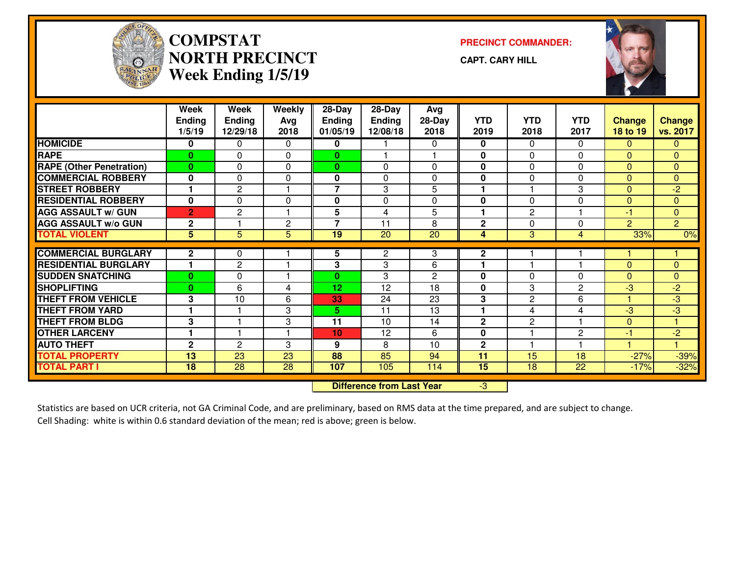# COMPSTAT NORTH PRECINCT Week Ending 1/5/19

**PRECINCT COMMANDER:**

**CAPT. CARY HILL**

| | Week Ending 1/5/19 | Week Ending 12/29/18 | Weekly Avg 2018 | 28-Day Ending 01/05/19 | 28-Day Ending 12/08/18 | Avg 28-Day 2018 | YTD 2019 | YTD 2018 | YTD 2017 | Change 18 to 19 | Change vs. 2017 |
|---|---|---|---|---|---|---|---|---|---|---|---|
| HOMICIDE | 0 | 0 | 0 | 0 | 1 | 0 | 0 | 0 | 0 | 0 | 0 |
| RAPE | 0 | 0 | 0 | 0 | 1 | 1 | 0 | 0 | 0 | 0 | 0 |
| RAPE (Other Penetration) | 0 | 0 | 0 | 0 | 0 | 0 | 0 | 0 | 0 | 0 | 0 |
| COMMERCIAL ROBBERY | 0 | 0 | 0 | 0 | 0 | 0 | 0 | 0 | 0 | 0 | 0 |
| STREET ROBBERY | 1 | 2 | 1 | 7 | 3 | 5 | 1 | 1 | 3 | 0 | -2 |
| RESIDENTIAL ROBBERY | 0 | 0 | 0 | 0 | 0 | 0 | 0 | 0 | 0 | 0 | 0 |
| AGG ASSAULT w/ GUN | 2 | 2 | 1 | 5 | 4 | 5 | 1 | 2 | 1 | -1 | 0 |
| AGG ASSAULT w/o GUN | 2 | 1 | 2 | 7 | 11 | 8 | 2 | 0 | 0 | 2 | 2 |
| TOTAL VIOLENT | 5 | 5 | 5 | 19 | 20 | 20 | 4 | 3 | 4 | 33% | 0% |
| COMMERCIAL BURGLARY | 2 | 0 | 1 | 5 | 2 | 3 | 2 | 1 | 1 | 1 | 1 |
| RESIDENTIAL BURGLARY | 1 | 2 | 1 | 3 | 3 | 6 | 1 | 1 | 1 | 0 | 0 |
| SUDDEN SNATCHING | 0 | 0 | 1 | 0 | 3 | 2 | 0 | 0 | 0 | 0 | 0 |
| SHOPLIFTING | 0 | 6 | 4 | 12 | 12 | 18 | 0 | 3 | 2 | -3 | -2 |
| THEFT FROM VEHICLE | 3 | 10 | 6 | 33 | 24 | 23 | 3 | 2 | 6 | 1 | -3 |
| THEFT FROM YARD | 1 | 1 | 3 | 5 | 11 | 13 | 1 | 4 | 4 | -3 | -3 |
| THEFT FROM BLDG | 3 | 1 | 3 | 11 | 10 | 14 | 2 | 2 | 1 | 0 | 1 |
| OTHER LARCENY | 1 | 1 | 1 | 10 | 12 | 6 | 0 | 1 | 2 | -1 | -2 |
| AUTO THEFT | 2 | 2 | 3 | 9 | 8 | 10 | 2 | 1 | 1 | 1 | 1 |
| TOTAL PROPERTY | 13 | 23 | 23 | 88 | 85 | 94 | 11 | 15 | 18 | -27% | -39% |
| TOTAL PART I | 18 | 28 | 28 | 107 | 105 | 114 | 15 | 18 | 22 | -17% | -32% |

**Difference from Last Year** -3

Statistics are based on UCR criteria, not GA Criminal Code, and are preliminary, based on RMS data at the time prepared, and are subject to change.
Cell Shading: white is within 0.6 standard deviation of the mean; red is above; green is below.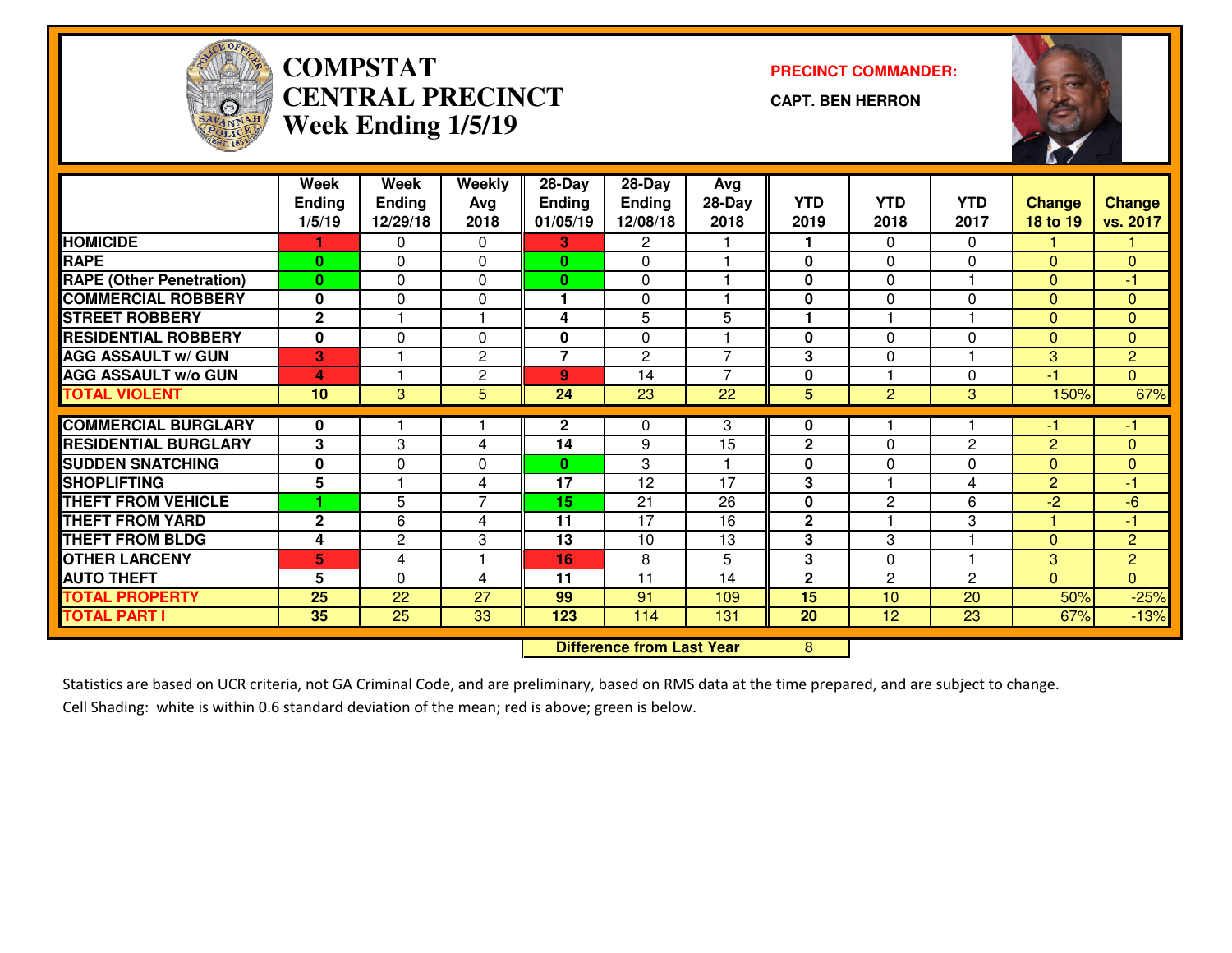# COMPSTAT CENTRAL PRECINCT Week Ending 1/5/19

**PRECINCT COMMANDER:**

**CAPT. BEN HERRON**

| | Week Ending 1/5/19 | Week Ending 12/29/18 | Weekly Avg 2018 | 28-Day Ending 01/05/19 | 28-Day Ending 12/08/18 | Avg 28-Day 2018 | YTD 2019 | YTD 2018 | YTD 2017 | Change 18 to 19 | Change vs. 2017 |
|---|---|---|---|---|---|---|---|---|---|---|---|
| HOMICIDE | 1 | 0 | 0 | 3 | 2 | 1 | 1 | 0 | 0 | 1 | 1 |
| RAPE | 0 | 0 | 0 | 0 | 0 | 1 | 0 | 0 | 0 | 0 | 0 |
| RAPE (Other Penetration) | 0 | 0 | 0 | 0 | 0 | 1 | 0 | 0 | 1 | 0 | -1 |
| COMMERCIAL ROBBERY | 0 | 0 | 0 | 1 | 0 | 1 | 0 | 0 | 0 | 0 | 0 |
| STREET ROBBERY | 2 | 1 | 1 | 4 | 5 | 5 | 1 | 1 | 1 | 0 | 0 |
| RESIDENTIAL ROBBERY | 0 | 0 | 0 | 0 | 0 | 1 | 0 | 0 | 0 | 0 | 0 |
| AGG ASSAULT w/ GUN | 3 | 1 | 2 | 7 | 2 | 7 | 3 | 0 | 1 | 3 | 2 |
| AGG ASSAULT w/o GUN | 4 | 1 | 2 | 9 | 14 | 7 | 0 | 1 | 0 | -1 | 0 |
| TOTAL VIOLENT | 10 | 3 | 5 | 24 | 23 | 22 | 5 | 2 | 3 | 150% | 67% |
| COMMERCIAL BURGLARY | 0 | 1 | 1 | 2 | 0 | 3 | 0 | 1 | 1 | -1 | -1 |
| RESIDENTIAL BURGLARY | 3 | 3 | 4 | 14 | 9 | 15 | 2 | 0 | 2 | 2 | 0 |
| SUDDEN SNATCHING | 0 | 0 | 0 | 0 | 3 | 1 | 0 | 0 | 0 | 0 | 0 |
| SHOPLIFTING | 5 | 1 | 4 | 17 | 12 | 17 | 3 | 1 | 4 | 2 | -1 |
| THEFT FROM VEHICLE | 1 | 5 | 7 | 15 | 21 | 26 | 0 | 2 | 6 | -2 | -6 |
| THEFT FROM YARD | 2 | 6 | 4 | 11 | 17 | 16 | 2 | 1 | 3 | 1 | -1 |
| THEFT FROM BLDG | 4 | 2 | 3 | 13 | 10 | 13 | 3 | 3 | 1 | 0 | 2 |
| OTHER LARCENY | 5 | 4 | 1 | 16 | 8 | 5 | 3 | 0 | 1 | 3 | 2 |
| AUTO THEFT | 5 | 0 | 4 | 11 | 11 | 14 | 2 | 2 | 2 | 0 | 0 |
| TOTAL PROPERTY | 25 | 22 | 27 | 99 | 91 | 109 | 15 | 10 | 20 | 50% | -25% |
| TOTAL PART I | 35 | 25 | 33 | 123 | 114 | 131 | 20 | 12 | 23 | 67% | -13% |

**Difference from Last Year** 8

Statistics are based on UCR criteria, not GA Criminal Code, and are preliminary, based on RMS data at the time prepared, and are subject to change.
Cell Shading: white is within 0.6 standard deviation of the mean; red is above; green is below.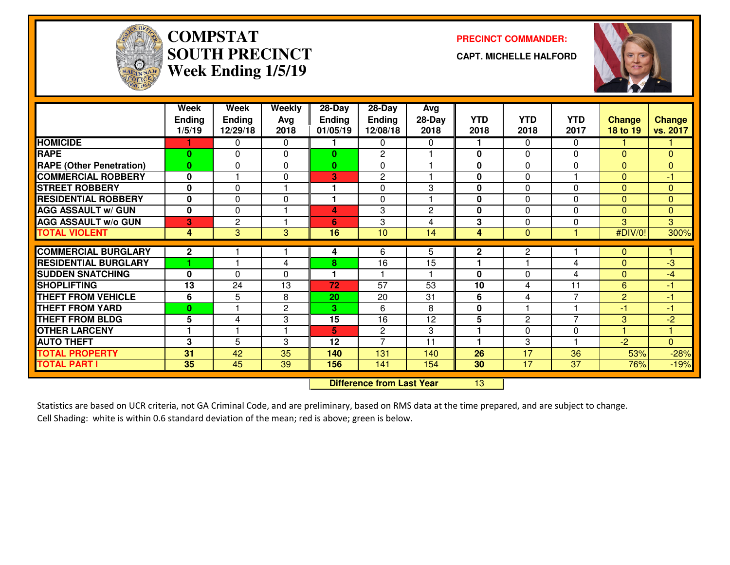# COMPSTAT SOUTH PRECINCT Week Ending 1/5/19

**PRECINCT COMMANDER:**

**CAPT. MICHELLE HALFORD**

| | Week Ending 1/5/19 | Week Ending 12/29/18 | Weekly Avg 2018 | 28-Day Ending 01/05/19 | 28-Day Ending 12/08/18 | Avg 28-Day 2018 | YTD 2018 | YTD 2018 | YTD 2017 | Change 18 to 19 | Change vs. 2017 |
|---|---|---|---|---|---|---|---|---|---|---|---|
| HOMICIDE | 1 | 0 | 0 | 1 | 0 | 0 | 1 | 0 | 0 | 1 | 1 |
| RAPE | 0 | 0 | 0 | 0 | 2 | 1 | 0 | 0 | 0 | 0 | 0 |
| RAPE (Other Penetration) | 0 | 0 | 0 | 0 | 0 | 1 | 0 | 0 | 0 | 0 | 0 |
| COMMERCIAL ROBBERY | 0 | 1 | 0 | 3 | 2 | 1 | 0 | 0 | 1 | 0 | -1 |
| STREET ROBBERY | 0 | 0 | 1 | 1 | 0 | 3 | 0 | 0 | 0 | 0 | 0 |
| RESIDENTIAL ROBBERY | 0 | 0 | 0 | 1 | 0 | 1 | 0 | 0 | 0 | 0 | 0 |
| AGG ASSAULT w/ GUN | 0 | 0 | 1 | 4 | 3 | 2 | 0 | 0 | 0 | 0 | 0 |
| AGG ASSAULT w/o GUN | 3 | 2 | 1 | 6 | 3 | 4 | 3 | 0 | 0 | 3 | 3 |
| TOTAL VIOLENT | 4 | 3 | 3 | 16 | 10 | 14 | 4 | 0 | 1 | #DIV/0! | 300% |
| COMMERCIAL BURGLARY | 2 | 1 | 1 | 4 | 6 | 5 | 2 | 2 | 1 | 0 | 1 |
| RESIDENTIAL BURGLARY | 1 | 1 | 4 | 8 | 16 | 15 | 1 | 1 | 4 | 0 | -3 |
| SUDDEN SNATCHING | 0 | 0 | 0 | 1 | 1 | 1 | 0 | 0 | 4 | 0 | -4 |
| SHOPLIFTING | 13 | 24 | 13 | 72 | 57 | 53 | 10 | 4 | 11 | 6 | -1 |
| THEFT FROM VEHICLE | 6 | 5 | 8 | 20 | 20 | 31 | 6 | 4 | 7 | 2 | -1 |
| THEFT FROM YARD | 0 | 1 | 2 | 3 | 6 | 8 | 0 | 1 | 1 | -1 | -1 |
| THEFT FROM BLDG | 5 | 4 | 3 | 15 | 16 | 12 | 5 | 2 | 7 | 3 | -2 |
| OTHER LARCENY | 1 | 1 | 1 | 5 | 2 | 3 | 1 | 0 | 0 | 1 | 1 |
| AUTO THEFT | 3 | 5 | 3 | 12 | 7 | 11 | 1 | 3 | 1 | -2 | 0 |
| TOTAL PROPERTY | 31 | 42 | 35 | 140 | 131 | 140 | 26 | 17 | 36 | 53% | -28% |
| TOTAL PART I | 35 | 45 | 39 | 156 | 141 | 154 | 30 | 17 | 37 | 76% | -19% |

**Difference from Last Year** 13

Statistics are based on UCR criteria, not GA Criminal Code, and are preliminary, based on RMS data at the time prepared, and are subject to change.
Cell Shading: white is within 0.6 standard deviation of the mean; red is above; green is below.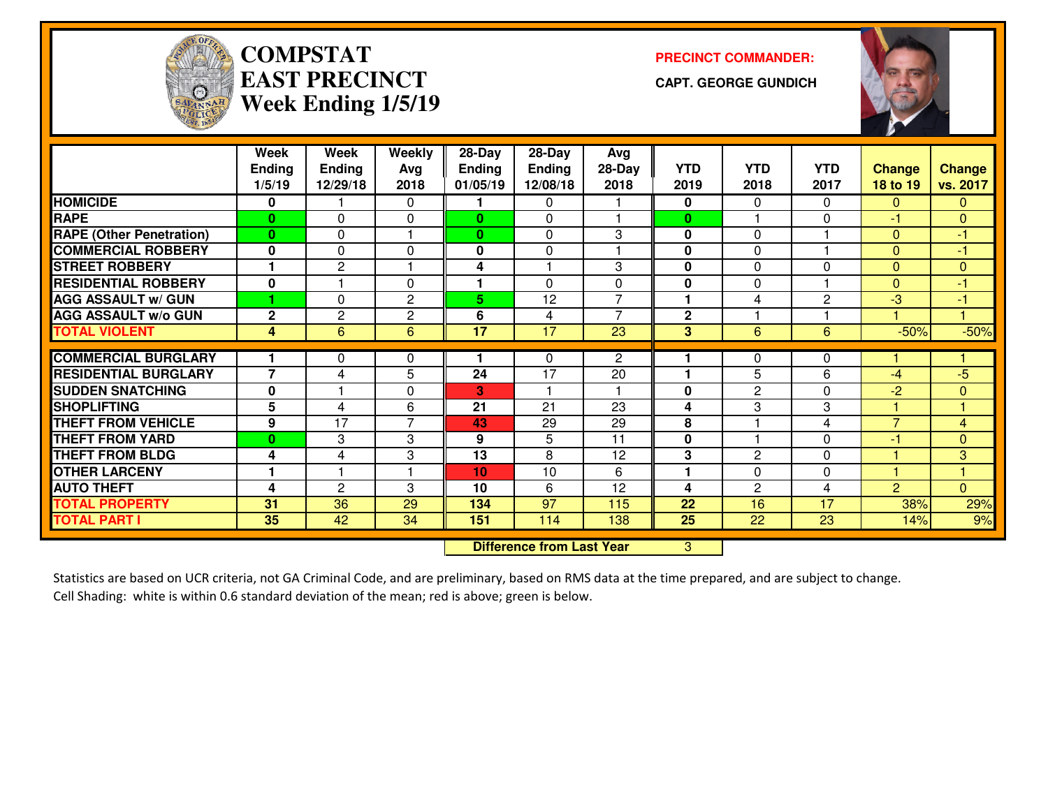# COMPSTAT EAST PRECINCT Week Ending 1/5/19

**PRECINCT COMMANDER:**

**CAPT. GEORGE GUNDICH**

| | Week Ending 1/5/19 | Week Ending 12/29/18 | Weekly Avg 2018 | 28-Day Ending 01/05/19 | 28-Day Ending 12/08/18 | Avg 28-Day 2018 | YTD 2019 | YTD 2018 | YTD 2017 | Change 18 to 19 | Change vs. 2017 |
|---|---|---|---|---|---|---|---|---|---|---|---|
| HOMICIDE | 0 | 1 | 0 | 1 | 0 | 1 | 0 | 0 | 0 | 0 | 0 |
| RAPE | 0 | 0 | 0 | 0 | 0 | 1 | 0 | 1 | 0 | -1 | 0 |
| RAPE (Other Penetration) | 0 | 0 | 1 | 0 | 0 | 3 | 0 | 0 | 1 | 0 | -1 |
| COMMERCIAL ROBBERY | 0 | 0 | 0 | 0 | 0 | 1 | 0 | 0 | 1 | 0 | -1 |
| STREET ROBBERY | 1 | 2 | 1 | 4 | 1 | 3 | 0 | 0 | 0 | 0 | 0 |
| RESIDENTIAL ROBBERY | 0 | 1 | 0 | 1 | 0 | 0 | 0 | 0 | 1 | 0 | -1 |
| AGG ASSAULT w/ GUN | 1 | 0 | 2 | 5 | 12 | 7 | 1 | 4 | 2 | -3 | -1 |
| AGG ASSAULT w/o GUN | 2 | 2 | 2 | 6 | 4 | 7 | 2 | 1 | 1 | 1 | 1 |
| TOTAL VIOLENT | 4 | 6 | 6 | 17 | 17 | 23 | 3 | 6 | 6 | -50% | -50% |
| COMMERCIAL BURGLARY | 1 | 0 | 0 | 1 | 0 | 2 | 1 | 0 | 0 | 1 | 1 |
| RESIDENTIAL BURGLARY | 7 | 4 | 5 | 24 | 17 | 20 | 1 | 5 | 6 | -4 | -5 |
| SUDDEN SNATCHING | 0 | 1 | 0 | 3 | 1 | 1 | 0 | 2 | 0 | -2 | 0 |
| SHOPLIFTING | 5 | 4 | 6 | 21 | 21 | 23 | 4 | 3 | 3 | 1 | 1 |
| THEFT FROM VEHICLE | 9 | 17 | 7 | 43 | 29 | 29 | 8 | 1 | 4 | 7 | 4 |
| THEFT FROM YARD | 0 | 3 | 3 | 9 | 5 | 11 | 0 | 1 | 0 | -1 | 0 |
| THEFT FROM BLDG | 4 | 4 | 3 | 13 | 8 | 12 | 3 | 2 | 0 | 1 | 3 |
| OTHER LARCENY | 1 | 1 | 1 | 10 | 10 | 6 | 1 | 0 | 0 | 1 | 1 |
| AUTO THEFT | 4 | 2 | 3 | 10 | 6 | 12 | 4 | 2 | 4 | 2 | 0 |
| TOTAL PROPERTY | 31 | 36 | 29 | 134 | 97 | 115 | 22 | 16 | 17 | 38% | 29% |
| TOTAL PART I | 35 | 42 | 34 | 151 | 114 | 138 | 25 | 22 | 23 | 14% | 9% |

**Difference from Last Year** 3

Statistics are based on UCR criteria, not GA Criminal Code, and are preliminary, based on RMS data at the time prepared, and are subject to change.
Cell Shading: white is within 0.6 standard deviation of the mean; red is above; green is below.